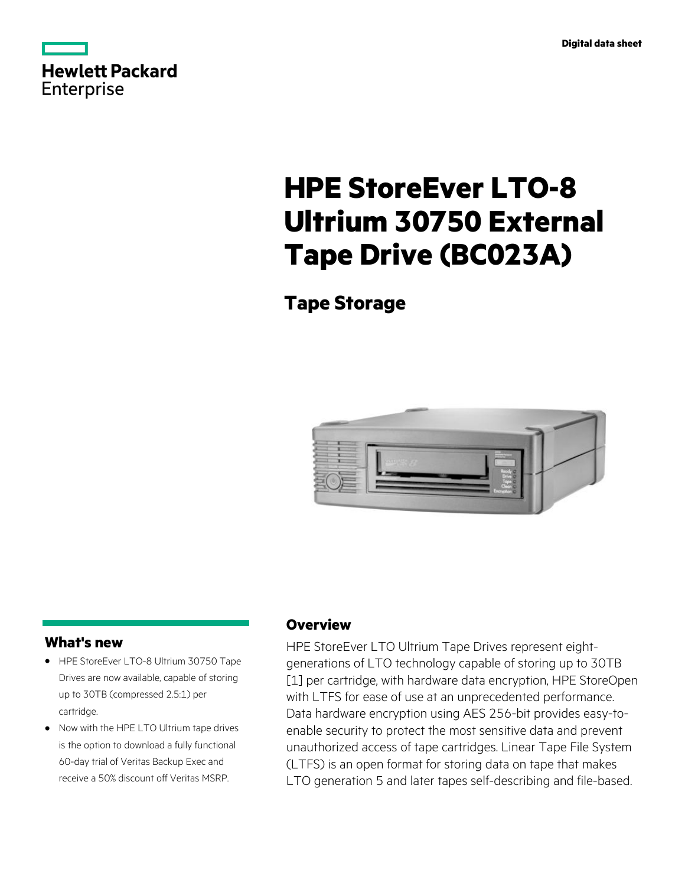Digital data sheet

# HPE StoreEver LTO-8 Ultrium 30750 External Tape Drive (BC023A)

## Tape Storage

### What's new

- HPE StoreEver LTO-8 Ultrium 30750 Tape Drives are now available, capable of storing up to 30TB (compressed 2.5:1) per cartridge.
- Now with the HPE LTO Ultrium tape drives is the option to download a fully functional 60-day trial of Veritas Backup Exec and receive a 50% discount off Veritas MSRP.

### Overview

HPE StoreEver LTO Ultrium Tape Drives represent eight-generations of LTO technology capable of storing up to 30TB [1] per cartridge, with hardware data encryption, HPE StoreOpen with LTFS for ease of use at an unprecedented performance. Data hardware encryption using AES 256-bit provides easy-to-enable security to protect the most sensitive data and prevent unauthorized access of tape cartridges. Linear Tape File System (LTFS) is an open format for storing data on tape that makes LTO generation 5 and later tapes self-describing and file-based.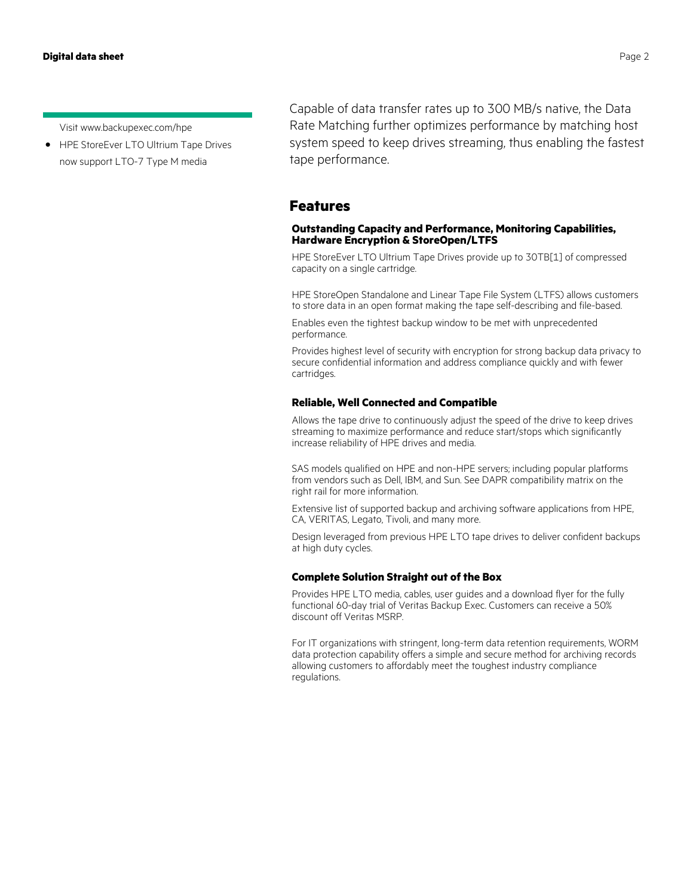Visit www.backupexec.com/hpe

- HPE StoreEver LTO Ultrium Tape Drives now support LTO-7 Type M media

Capable of data transfer rates up to 300 MB/s native, the Data Rate Matching further optimizes performance by matching host system speed to keep drives streaming, thus enabling the fastest tape performance.

## Features

### Outstanding Capacity and Performance, Monitoring Capabilities, Hardware Encryption & StoreOpen/LTFS

HPE StoreEver LTO Ultrium Tape Drives provide up to 30TB[1] of compressed capacity on a single cartridge.

HPE StoreOpen Standalone and Linear Tape File System (LTFS) allows customers to store data in an open format making the tape self-describing and file-based.

Enables even the tightest backup window to be met with unprecedented performance.

Provides highest level of security with encryption for strong backup data privacy to secure confidential information and address compliance quickly and with fewer cartridges.

### Reliable, Well Connected and Compatible

Allows the tape drive to continuously adjust the speed of the drive to keep drives streaming to maximize performance and reduce start/stops which significantly increase reliability of HPE drives and media.

SAS models qualified on HPE and non-HPE servers; including popular platforms from vendors such as Dell, IBM, and Sun. See DAPR compatibility matrix on the right rail for more information.

Extensive list of supported backup and archiving software applications from HPE, CA, VERITAS, Legato, Tivoli, and many more.

Design leveraged from previous HPE LTO tape drives to deliver confident backups at high duty cycles.

### Complete Solution Straight out of the Box

Provides HPE LTO media, cables, user guides and a download flyer for the fully functional 60-day trial of Veritas Backup Exec. Customers can receive a 50% discount off Veritas MSRP.

For IT organizations with stringent, long-term data retention requirements, WORM data protection capability offers a simple and secure method for archiving records allowing customers to affordably meet the toughest industry compliance regulations.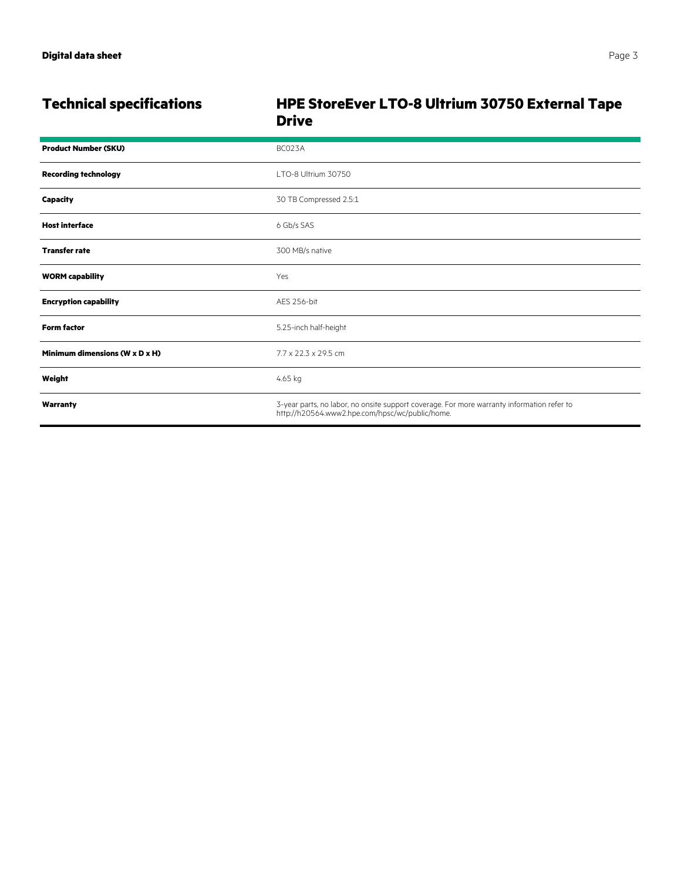## Technical specifications

### HPE StoreEver LTO-8 Ultrium 30750 External Tape Drive

| | |
|---|---|
| **Product Number (SKU)** | BC023A |
| **Recording technology** | LTO-8 Ultrium 30750 |
| **Capacity** | 30 TB Compressed 2.5:1 |
| **Host interface** | 6 Gb/s SAS |
| **Transfer rate** | 300 MB/s native |
| **WORM capability** | Yes |
| **Encryption capability** | AES 256-bit |
| **Form factor** | 5.25-inch half-height |
| **Minimum dimensions (W x D x H)** | 7.7 x 22.3 x 29.5 cm |
| **Weight** | 4.65 kg |
| **Warranty** | 3-year parts, no labor, no onsite support coverage. For more warranty information refer to http://h20564.www2.hpe.com/hpsc/wc/public/home. |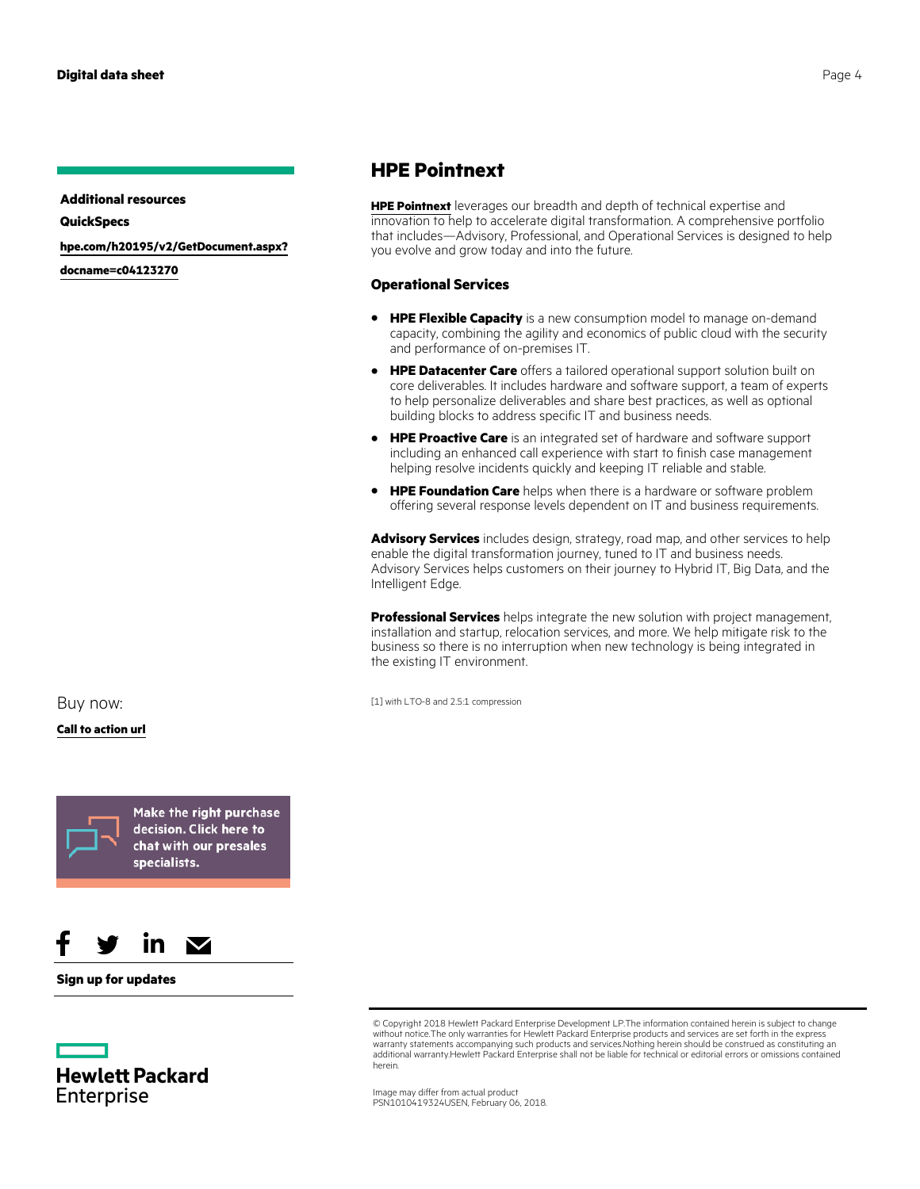**Additional resources**

**QuickSpecs**

**hpe.com/h20195/v2/GetDocument.aspx?docname=c04123270**

## HPE Pointnext

**HPE Pointnext** leverages our breadth and depth of technical expertise and innovation to help to accelerate digital transformation. A comprehensive portfolio that includes—Advisory, Professional, and Operational Services is designed to help you evolve and grow today and into the future.

### Operational Services

- **HPE Flexible Capacity** is a new consumption model to manage on-demand capacity, combining the agility and economics of public cloud with the security and performance of on-premises IT.
- **HPE Datacenter Care** offers a tailored operational support solution built on core deliverables. It includes hardware and software support, a team of experts to help personalize deliverables and share best practices, as well as optional building blocks to address specific IT and business needs.
- **HPE Proactive Care** is an integrated set of hardware and software support including an enhanced call experience with start to finish case management helping resolve incidents quickly and keeping IT reliable and stable.
- **HPE Foundation Care** helps when there is a hardware or software problem offering several response levels dependent on IT and business requirements.

**Advisory Services** includes design, strategy, road map, and other services to help enable the digital transformation journey, tuned to IT and business needs. Advisory Services helps customers on their journey to Hybrid IT, Big Data, and the Intelligent Edge.

**Professional Services** helps integrate the new solution with project management, installation and startup, relocation services, and more. We help mitigate risk to the business so there is no interruption when new technology is being integrated in the existing IT environment.

[1] with LTO-8 and 2.5:1 compression

Buy now:

**Call to action url**

**Make the right purchase decision. Click here to chat with our presales specialists.**

**Sign up for updates**

**Hewlett Packard**
Enterprise

© Copyright 2018 Hewlett Packard Enterprise Development LP.The information contained herein is subject to change without notice.The only warranties for Hewlett Packard Enterprise products and services are set forth in the express warranty statements accompanying such products and services.Nothing herein should be construed as constituting an additional warranty.Hewlett Packard Enterprise shall not be liable for technical or editorial errors or omissions contained herein.

Image may differ from actual product
PSN1010419324USEN, February 06, 2018.